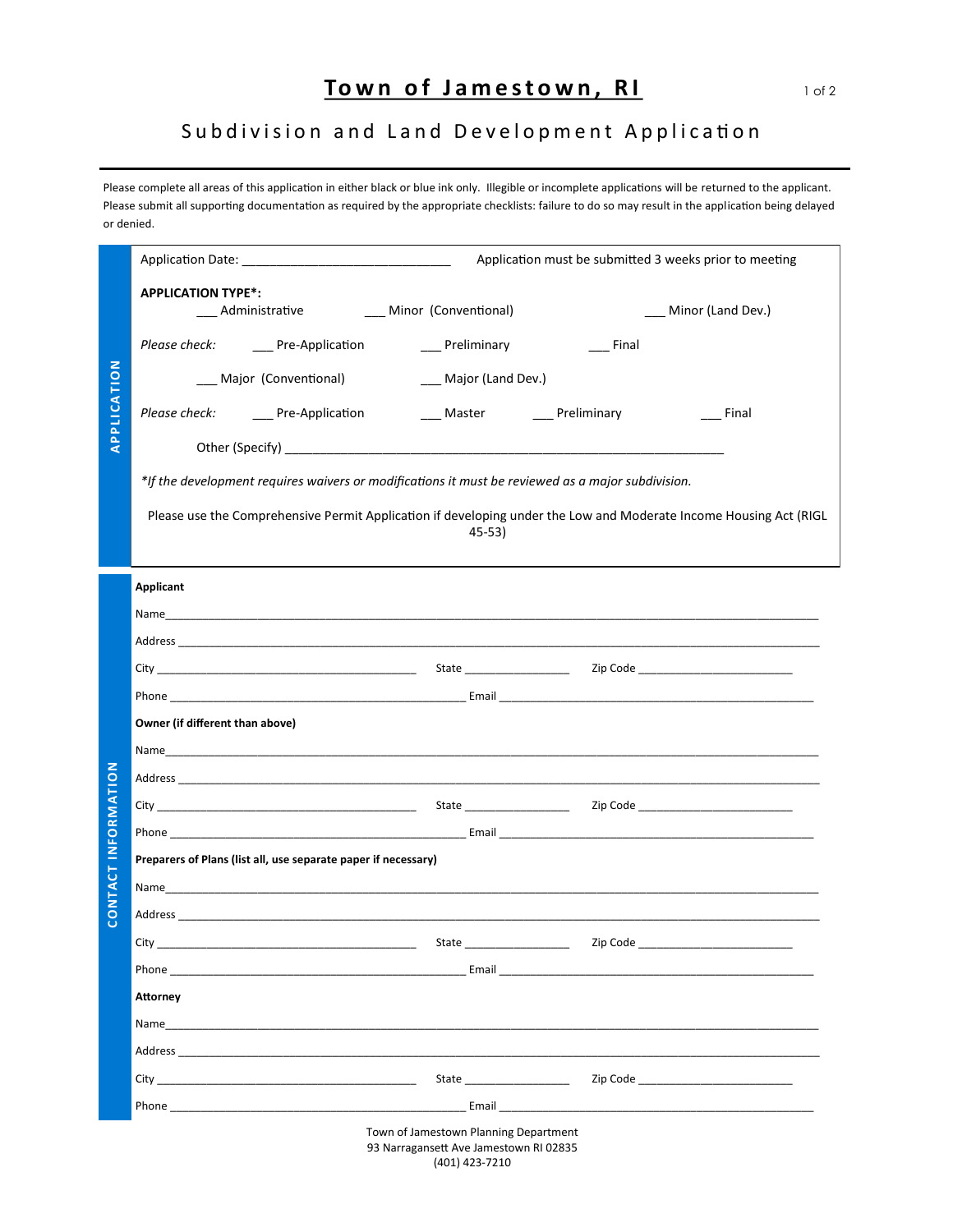# Town of Jamestown, RI

## Subdivision and Land Development Application

Please complete all areas of this application in either black or blue ink only. Illegible or incomplete applications will be returned to the applicant. Please submit all supporting documentation as required by the appropriate checklists: failure to do so may result in the application being delayed or denied.

**APPLICATION**

Application Date: ______________________________ Application must be submitted 3 weeks prior to meeting

**APPLICATION TYPE*:**

___ Administrative ___ Minor (Conventional) ___ Minor (Land Dev.)

*Please check:* ___ Pre-Application ___ Preliminary ___ Final

___ Major (Conventional) ___ Major (Land Dev.)

*Please check:* ___ Pre-Application ___ Master ___ Preliminary ___ Final

Other (Specify) ________________________________________________________________

*If the development requires waivers or modifications it must be reviewed as a major subdivision.*

Please use the Comprehensive Permit Application if developing under the Low and Moderate Income Housing Act (RIGL 45-53)

**CONTACT INFORMATION**

**Applicant**

Name________________________________________________________________________________

Address ______________________________________________________________________________

City ________________________________ State ________________ Zip Code ________________________

Phone ______________________________________ Email _____________________________________________

**Owner (if different than above)**

Name________________________________________________________________________________

Address ______________________________________________________________________________

City ________________________________ State ________________ Zip Code ________________________

Phone ______________________________________ Email _____________________________________________

**Preparers of Plans (list all, use separate paper if necessary)**

Name________________________________________________________________________________

Address ______________________________________________________________________________

City ________________________________ State ________________ Zip Code ________________________

Phone ______________________________________ Email _____________________________________________

**Attorney**

Name________________________________________________________________________________

Address ______________________________________________________________________________

City ________________________________ State ________________ Zip Code ________________________

Phone ______________________________________ Email _____________________________________________

Town of Jamestown Planning Department
93 Narragansett Ave Jamestown RI 02835
(401) 423-7210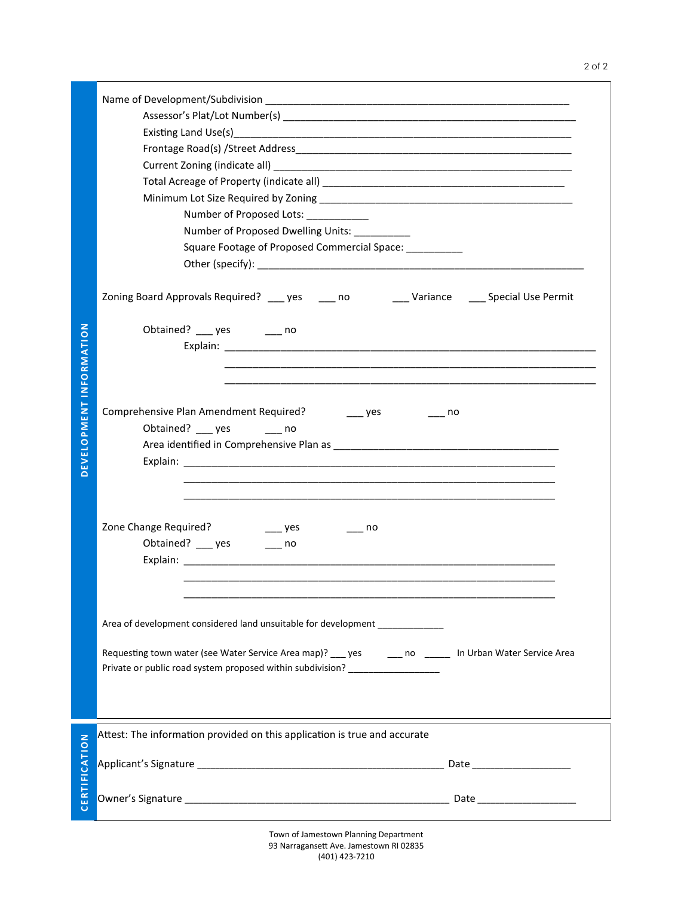## DEVELOPMENT INFORMATION

Name of Development/Subdivision ____________________________________________________

Assessor's Plat/Lot Number(s) ____________________________________________________

Existing Land Use(s)____________________________________________________

Frontage Road(s) /Street Address____________________________________________________

Current Zoning (indicate all) ____________________________________________________

Total Acreage of Property (indicate all) ____________________________________________

Minimum Lot Size Required by Zoning ____________________________________________

Number of Proposed Lots: ___________

Number of Proposed Dwelling Units: __________

Square Footage of Proposed Commercial Space: __________

Other (specify): ____________________________________________________

Zoning Board Approvals Required? ___ yes ___ no ___ Variance ___ Special Use Permit

Obtained? ___ yes ___ no

Explain: ____________________________________________________________________

____________________________________________________________________

____________________________________________________________________

Comprehensive Plan Amendment Required? ___ yes ___ no

Obtained? ___ yes ___ no

Area identified in Comprehensive Plan as ________________________________________

Explain: ____________________________________________________________________

____________________________________________________________________

____________________________________________________________________

Zone Change Required? ___ yes ___ no

Obtained? ___ yes ___ no

Explain: ____________________________________________________________________

____________________________________________________________________

____________________________________________________________________

Area of development considered land unsuitable for development _____________

Requesting town water (see Water Service Area map)? ___ yes ___ no _____ In Urban Water Service Area

Private or public road system proposed within subdivision? __________________

## CERTIFICATION

Attest: The information provided on this application is true and accurate

Applicant's Signature ______________________________________________ Date __________________

Owner's Signature ______________________________________________ Date __________________

Town of Jamestown Planning Department
93 Narragansett Ave. Jamestown RI 02835
(401) 423-7210